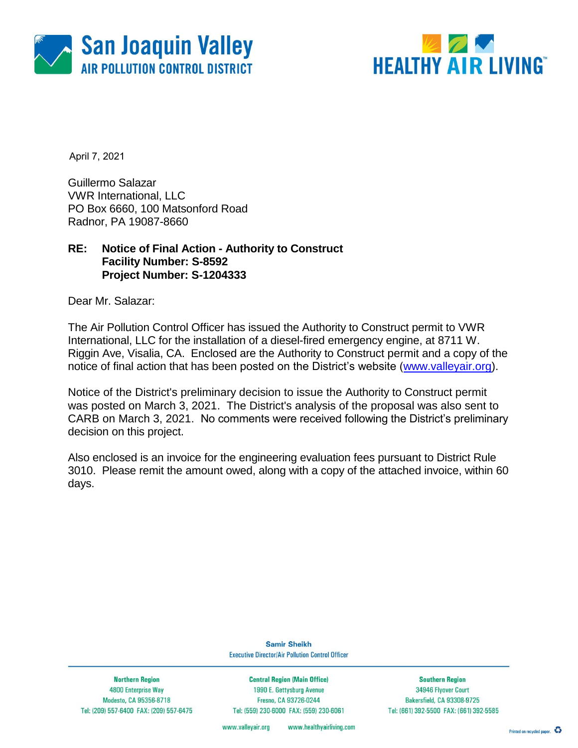**San Joaquin Valley**
**AIR POLLUTION CONTROL DISTRICT**

**HEALTHY AIR LIVING™**

April 7, 2021

Guillermo Salazar
VWR International, LLC
PO Box 6660, 100 Matsonford Road
Radnor, PA 19087-8660

**RE: Notice of Final Action - Authority to Construct**
**Facility Number: S-8592**
**Project Number: S-1204333**

Dear Mr. Salazar:

The Air Pollution Control Officer has issued the Authority to Construct permit to VWR International, LLC for the installation of a diesel-fired emergency engine, at 8711 W. Riggin Ave, Visalia, CA. Enclosed are the Authority to Construct permit and a copy of the notice of final action that has been posted on the District's website (www.valleyair.org).

Notice of the District's preliminary decision to issue the Authority to Construct permit was posted on March 3, 2021. The District's analysis of the proposal was also sent to CARB on March 3, 2021. No comments were received following the District's preliminary decision on this project.

Also enclosed is an invoice for the engineering evaluation fees pursuant to District Rule 3010. Please remit the amount owed, along with a copy of the attached invoice, within 60 days.

**Samir Sheikh**
Executive Director/Air Pollution Control Officer

| Northern Region | Central Region (Main Office) | Southern Region |
|---|---|---|
| 4800 Enterprise Way | 1990 E. Gettysburg Avenue | 34946 Flyover Court |
| Modesto, CA 95356-8718 | Fresno, CA 93726-0244 | Bakersfield, CA 93308-9725 |
| Tel: (209) 557-6400 FAX: (209) 557-6475 | Tel: (559) 230-6000 FAX: (559) 230-6061 | Tel: (661) 392-5500 FAX: (661) 392-5585 |

www.valleyair.org www.healthyairliving.com

Printed on recycled paper.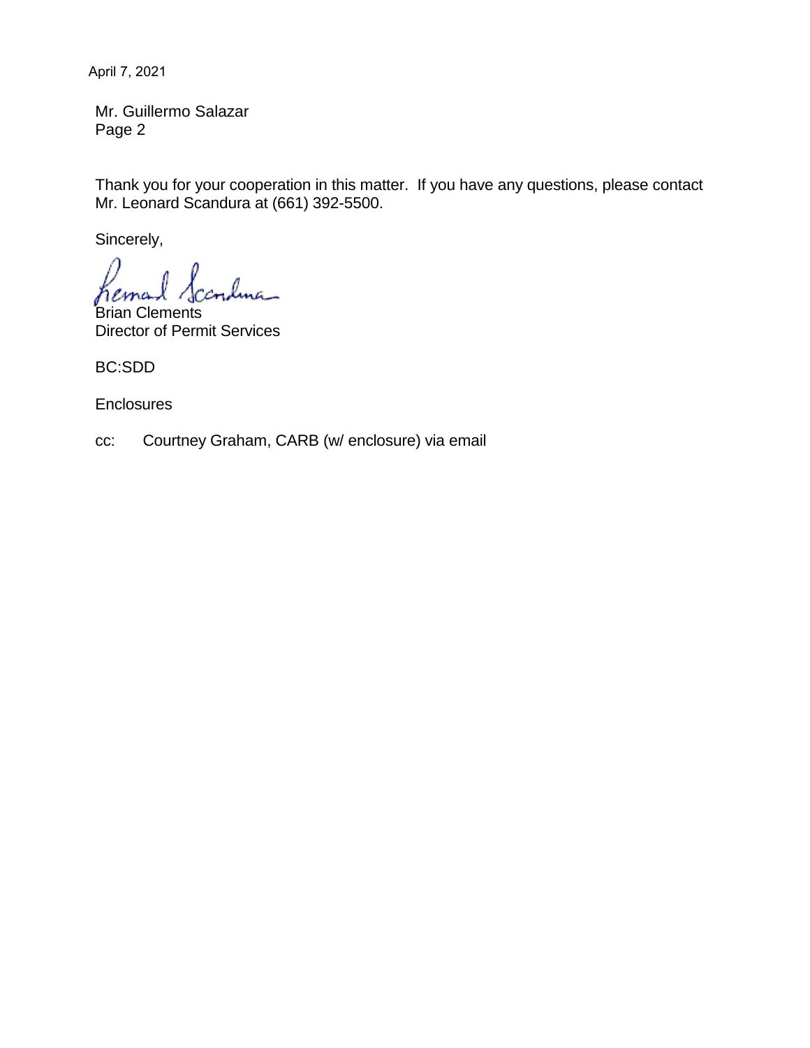April 7, 2021

Mr. Guillermo Salazar
Page 2

Thank you for your cooperation in this matter. If you have any questions, please contact Mr. Leonard Scandura at (661) 392-5500.

Sincerely,

Brian Clements
Director of Permit Services

BC:SDD

Enclosures

cc: Courtney Graham, CARB (w/ enclosure) via email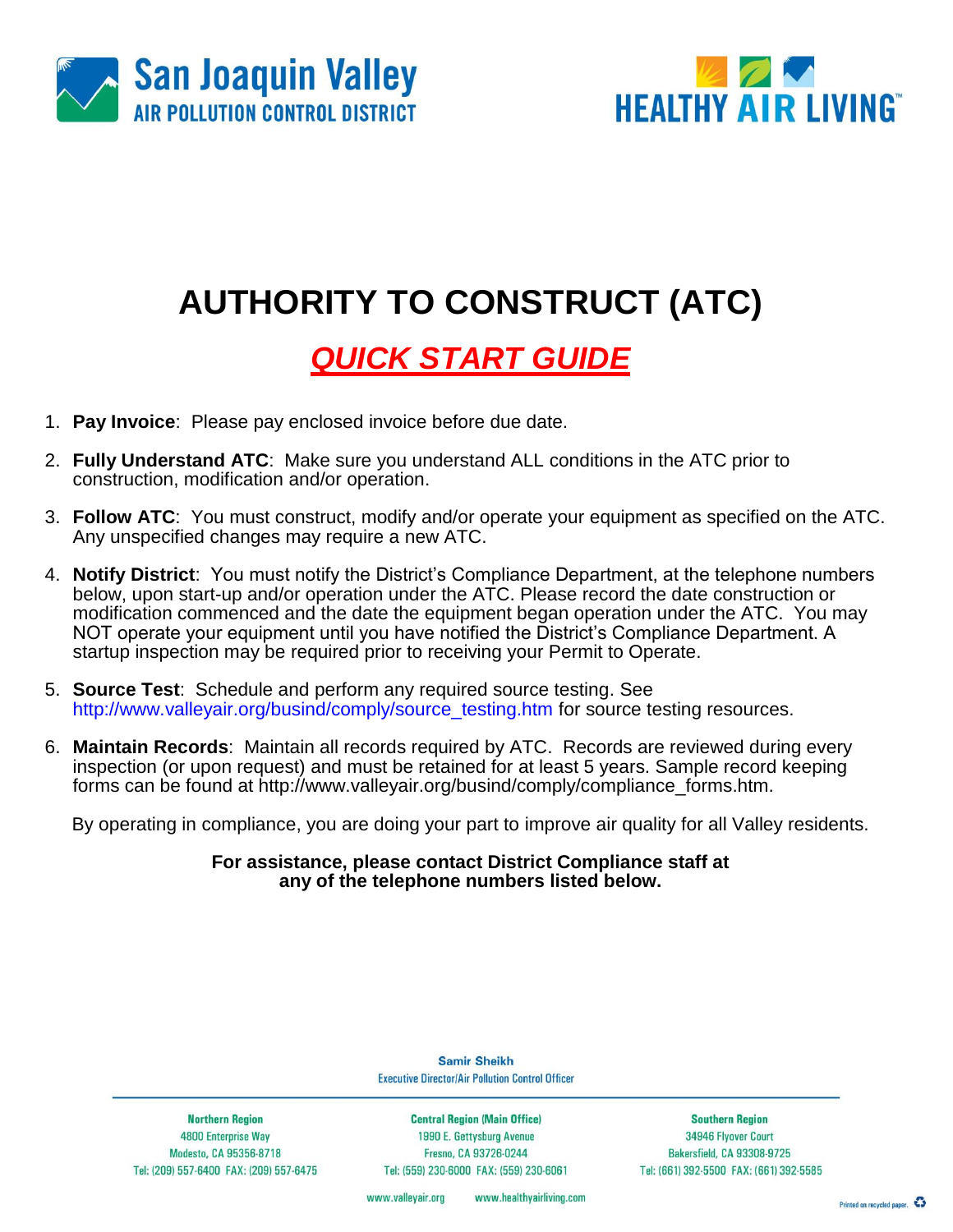San Joaquin Valley
AIR POLLUTION CONTROL DISTRICT

HEALTHY AIR LIVING™

# AUTHORITY TO CONSTRUCT (ATC)

## *QUICK START GUIDE*

1. **Pay Invoice**: Please pay enclosed invoice before due date.
2. **Fully Understand ATC**: Make sure you understand ALL conditions in the ATC prior to construction, modification and/or operation.
3. **Follow ATC**: You must construct, modify and/or operate your equipment as specified on the ATC. Any unspecified changes may require a new ATC.
4. **Notify District**: You must notify the District's Compliance Department, at the telephone numbers below, upon start-up and/or operation under the ATC. Please record the date construction or modification commenced and the date the equipment began operation under the ATC. You may NOT operate your equipment until you have notified the District's Compliance Department. A startup inspection may be required prior to receiving your Permit to Operate.
5. **Source Test**: Schedule and perform any required source testing. See http://www.valleyair.org/busind/comply/source_testing.htm for source testing resources.
6. **Maintain Records**: Maintain all records required by ATC. Records are reviewed during every inspection (or upon request) and must be retained for at least 5 years. Sample record keeping forms can be found at http://www.valleyair.org/busind/comply/compliance_forms.htm.

By operating in compliance, you are doing your part to improve air quality for all Valley residents.

**For assistance, please contact District Compliance staff at any of the telephone numbers listed below.**

**Samir Sheikh**
Executive Director/Air Pollution Control Officer

| Northern Region | Central Region (Main Office) | Southern Region |
|---|---|---|
| 4800 Enterprise Way | 1990 E. Gettysburg Avenue | 34946 Flyover Court |
| Modesto, CA 95356-8718 | Fresno, CA 93726-0244 | Bakersfield, CA 93308-9725 |
| Tel: (209) 557-6400 FAX: (209) 557-6475 | Tel: (559) 230-6000 FAX: (559) 230-6061 | Tel: (661) 392-5500 FAX: (661) 392-5585 |

www.valleyair.org www.healthyairliving.com

Printed on recycled paper.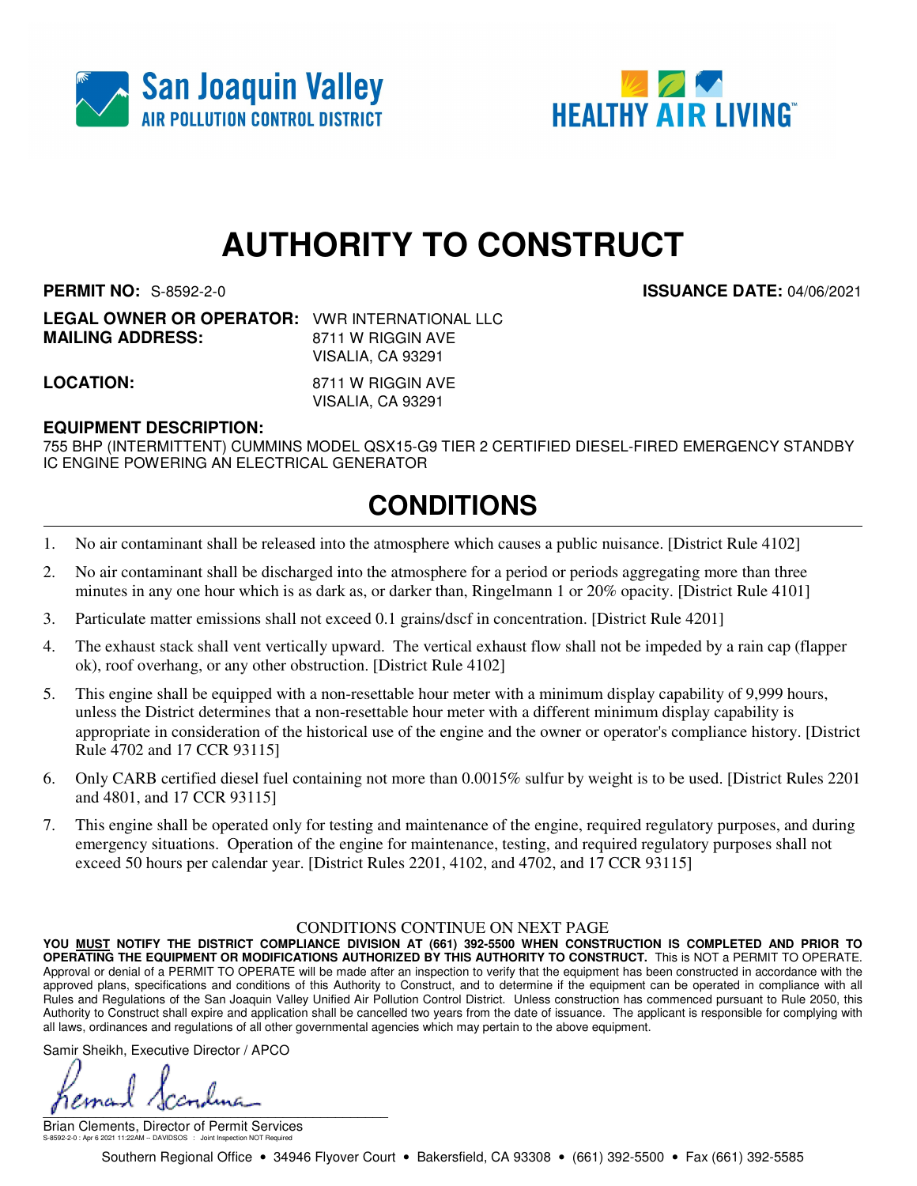San Joaquin Valley
AIR POLLUTION CONTROL DISTRICT

HEALTHY AIR LIVING™

# AUTHORITY TO CONSTRUCT

**PERMIT NO:** S-8592-2-0 **ISSUANCE DATE:** 04/06/2021

**LEGAL OWNER OR OPERATOR:** VWR INTERNATIONAL LLC
**MAILING ADDRESS:** 8711 W RIGGIN AVE
VISALIA, CA 93291

**LOCATION:** 8711 W RIGGIN AVE
VISALIA, CA 93291

**EQUIPMENT DESCRIPTION:**
755 BHP (INTERMITTENT) CUMMINS MODEL QSX15-G9 TIER 2 CERTIFIED DIESEL-FIRED EMERGENCY STANDBY IC ENGINE POWERING AN ELECTRICAL GENERATOR

## CONDITIONS

1. No air contaminant shall be released into the atmosphere which causes a public nuisance. [District Rule 4102]
2. No air contaminant shall be discharged into the atmosphere for a period or periods aggregating more than three minutes in any one hour which is as dark as, or darker than, Ringelmann 1 or 20% opacity. [District Rule 4101]
3. Particulate matter emissions shall not exceed 0.1 grains/dscf in concentration. [District Rule 4201]
4. The exhaust stack shall vent vertically upward. The vertical exhaust flow shall not be impeded by a rain cap (flapper ok), roof overhang, or any other obstruction. [District Rule 4102]
5. This engine shall be equipped with a non-resettable hour meter with a minimum display capability of 9,999 hours, unless the District determines that a non-resettable hour meter with a different minimum display capability is appropriate in consideration of the historical use of the engine and the owner or operator's compliance history. [District Rule 4702 and 17 CCR 93115]
6. Only CARB certified diesel fuel containing not more than 0.0015% sulfur by weight is to be used. [District Rules 2201 and 4801, and 17 CCR 93115]
7. This engine shall be operated only for testing and maintenance of the engine, required regulatory purposes, and during emergency situations. Operation of the engine for maintenance, testing, and required regulatory purposes shall not exceed 50 hours per calendar year. [District Rules 2201, 4102, and 4702, and 17 CCR 93115]

CONDITIONS CONTINUE ON NEXT PAGE

**YOU MUST NOTIFY THE DISTRICT COMPLIANCE DIVISION AT (661) 392-5500 WHEN CONSTRUCTION IS COMPLETED AND PRIOR TO OPERATING THE EQUIPMENT OR MODIFICATIONS AUTHORIZED BY THIS AUTHORITY TO CONSTRUCT.** This is NOT a PERMIT TO OPERATE. Approval or denial of a PERMIT TO OPERATE will be made after an inspection to verify that the equipment has been constructed in accordance with the approved plans, specifications and conditions of this Authority to Construct, and to determine if the equipment can be operated in compliance with all Rules and Regulations of the San Joaquin Valley Unified Air Pollution Control District. Unless construction has commenced pursuant to Rule 2050, this Authority to Construct shall expire and application shall be cancelled two years from the date of issuance. The applicant is responsible for complying with all laws, ordinances and regulations of all other governmental agencies which may pertain to the above equipment.

Samir Sheikh, Executive Director / APCO

Brian Clements, Director of Permit Services

S-8592-2-0 : Apr 6 2021 11:22AM -- DAVIDSOS : Joint Inspection NOT Required

Southern Regional Office • 34946 Flyover Court • Bakersfield, CA 93308 • (661) 392-5500 • Fax (661) 392-5585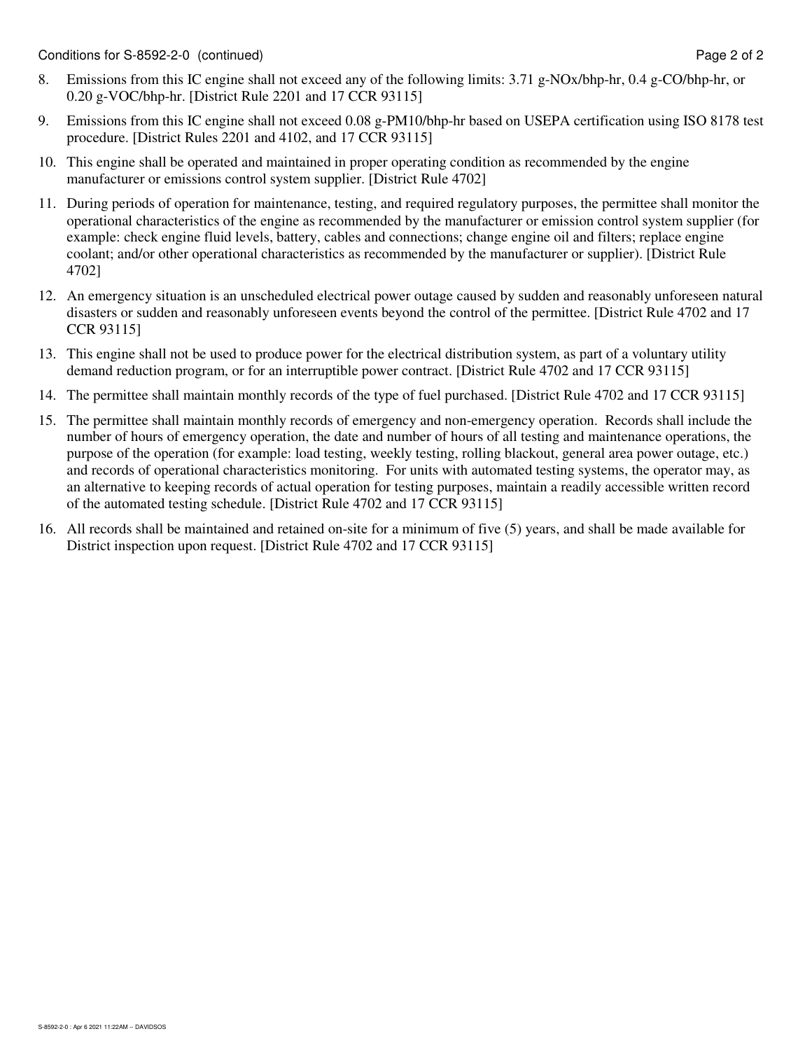8. Emissions from this IC engine shall not exceed any of the following limits: 3.71 g-NOx/bhp-hr, 0.4 g-CO/bhp-hr, or 0.20 g-VOC/bhp-hr. [District Rule 2201 and 17 CCR 93115]

9. Emissions from this IC engine shall not exceed 0.08 g-PM10/bhp-hr based on USEPA certification using ISO 8178 test procedure. [District Rules 2201 and 4102, and 17 CCR 93115]

10. This engine shall be operated and maintained in proper operating condition as recommended by the engine manufacturer or emissions control system supplier. [District Rule 4702]

11. During periods of operation for maintenance, testing, and required regulatory purposes, the permittee shall monitor the operational characteristics of the engine as recommended by the manufacturer or emission control system supplier (for example: check engine fluid levels, battery, cables and connections; change engine oil and filters; replace engine coolant; and/or other operational characteristics as recommended by the manufacturer or supplier). [District Rule 4702]

12. An emergency situation is an unscheduled electrical power outage caused by sudden and reasonably unforeseen natural disasters or sudden and reasonably unforeseen events beyond the control of the permittee. [District Rule 4702 and 17 CCR 93115]

13. This engine shall not be used to produce power for the electrical distribution system, as part of a voluntary utility demand reduction program, or for an interruptible power contract. [District Rule 4702 and 17 CCR 93115]

14. The permittee shall maintain monthly records of the type of fuel purchased. [District Rule 4702 and 17 CCR 93115]

15. The permittee shall maintain monthly records of emergency and non-emergency operation. Records shall include the number of hours of emergency operation, the date and number of hours of all testing and maintenance operations, the purpose of the operation (for example: load testing, weekly testing, rolling blackout, general area power outage, etc.) and records of operational characteristics monitoring. For units with automated testing systems, the operator may, as an alternative to keeping records of actual operation for testing purposes, maintain a readily accessible written record of the automated testing schedule. [District Rule 4702 and 17 CCR 93115]

16. All records shall be maintained and retained on-site for a minimum of five (5) years, and shall be made available for District inspection upon request. [District Rule 4702 and 17 CCR 93115]